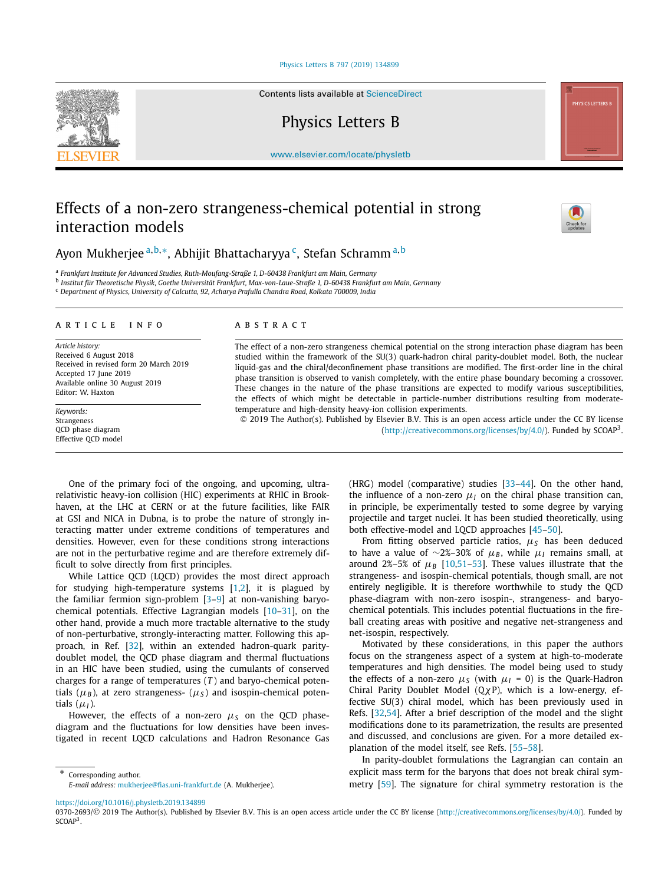# Effects of a non-zero strangeness-chemical potential in strong interaction models

Ayon Mukherjee [a,b,*], Abhijit Bhattacharyya [c], Stefan Schramm [a,b]

[a] *Frankfurt Institute for Advanced Studies, Ruth-Moufang-Straße 1, D-60438 Frankfurt am Main, Germany*
[b] *Institut für Theoretische Physik, Goethe Universität Frankfurt, Max-von-Laue-Straße 1, D-60438 Frankfurt am Main, Germany*
[c] *Department of Physics, University of Calcutta, 92, Acharya Prafulla Chandra Road, Kolkata 700009, India*

## ARTICLE INFO

*Article history:*
Received 6 August 2018
Received in revised form 20 March 2019
Accepted 17 June 2019
Available online 30 August 2019
Editor: W. Haxton

*Keywords:*
Strangeness
QCD phase diagram
Effective QCD model

## ABSTRACT

The effect of a non-zero strangeness chemical potential on the strong interaction phase diagram has been studied within the framework of the SU(3) quark-hadron chiral parity-doublet model. Both, the nuclear liquid-gas and the chiral/deconfinement phase transitions are modified. The first-order line in the chiral phase transition is observed to vanish completely, with the entire phase boundary becoming a crossover. These changes in the nature of the phase transitions are expected to modify various susceptibilities, the effects of which might be detectable in particle-number distributions resulting from moderate-temperature and high-density heavy-ion collision experiments.

© 2019 The Author(s). Published by Elsevier B.V. This is an open access article under the CC BY license (http://creativecommons.org/licenses/by/4.0/). Funded by SCOAP[3].

One of the primary foci of the ongoing, and upcoming, ultra-relativistic heavy-ion collision (HIC) experiments at RHIC in Brookhaven, at the LHC at CERN or at the future facilities, like FAIR at GSI and NICA in Dubna, is to probe the nature of strongly interacting matter under extreme conditions of temperatures and densities. However, even for these conditions strong interactions are not in the perturbative regime and are therefore extremely difficult to solve directly from first principles.

While Lattice QCD (LQCD) provides the most direct approach for studying high-temperature systems [1,2], it is plagued by the familiar fermion sign-problem [3–9] at non-vanishing baryo-chemical potentials. Effective Lagrangian models [10–31], on the other hand, provide a much more tractable alternative to the study of non-perturbative, strongly-interacting matter. Following this approach, in Ref. [32], within an extended hadron-quark parity-doublet model, the QCD phase diagram and thermal fluctuations in an HIC have been studied, using the cumulants of conserved charges for a range of temperatures ($T$) and baryo-chemical potentials ($\mu_B$), at zero strangeness- ($\mu_S$) and isospin-chemical potentials ($\mu_I$).

However, the effects of a non-zero $\mu_S$ on the QCD phase-diagram and the fluctuations for low densities have been investigated in recent LQCD calculations and Hadron Resonance Gas (HRG) model (comparative) studies [33–44]. On the other hand, the influence of a non-zero $\mu_I$ on the chiral phase transition can, in principle, be experimentally tested to some degree by varying projectile and target nuclei. It has been studied theoretically, using both effective-model and LQCD approaches [45–50].

From fitting observed particle ratios, $\mu_S$ has been deduced to have a value of ∼2%–30% of $\mu_B$, while $\mu_I$ remains small, at around 2%–5% of $\mu_B$ [10,51–53]. These values illustrate that the strangeness- and isospin-chemical potentials, though small, are not entirely negligible. It is therefore worthwhile to study the QCD phase-diagram with non-zero isospin-, strangeness- and baryo-chemical potentials. This includes potential fluctuations in the fireball creating areas with positive and negative net-strangeness and net-isospin, respectively.

Motivated by these considerations, in this paper the authors focus on the strangeness aspect of a system at high-to-moderate temperatures and high densities. The model being used to study the effects of a non-zero $\mu_S$ (with $\mu_I = 0$) is the Quark-Hadron Chiral Parity Doublet Model (Q$\chi$P), which is a low-energy, effective SU(3) chiral model, which has been previously used in Refs. [32,54]. After a brief description of the model and the slight modifications done to its parametrization, the results are presented and discussed, and conclusions are given. For a more detailed explanation of the model itself, see Refs. [55–58].

In parity-doublet formulations the Lagrangian can contain an explicit mass term for the baryons that does not break chiral symmetry [59]. The signature for chiral symmetry restoration is the

\* Corresponding author.
*E-mail address:* mukherjee@fias.uni-frankfurt.de (A. Mukherjee).

https://doi.org/10.1016/j.physletb.2019.134899
0370-2693/© 2019 The Author(s). Published by Elsevier B.V. This is an open access article under the CC BY license (http://creativecommons.org/licenses/by/4.0/). Funded by SCOAP[3].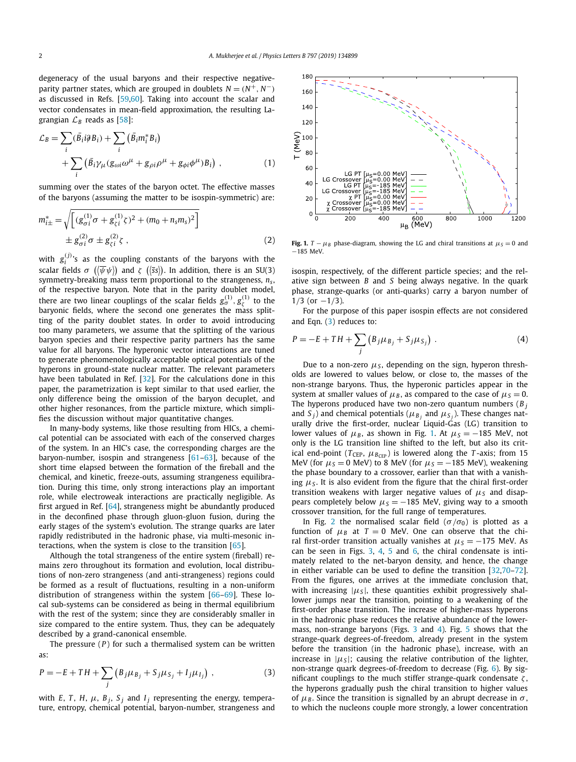degeneracy of the usual baryons and their respective negative-parity partner states, which are grouped in doublets $N = (N^+, N^-)$ as discussed in Refs. [59,60]. Taking into account the scalar and vector condensates in mean-field approximation, the resulting Lagrangian $\mathcal{L}_B$ reads as [58]:

$$\mathcal{L}_B = \sum_i (\bar{B}_i i\partial\!\!\!/ B_i) + \sum_i \left(\bar{B}_i m_i^* B_i\right) + \sum_i \left(\bar{B}_i \gamma_\mu (g_{\omega i}\omega^\mu + g_{\rho i}\rho^\mu + g_{\phi i}\phi^\mu) B_i\right) , \tag{1}$$

summing over the states of the baryon octet. The effective masses of the baryons (assuming the matter to be isospin-symmetric) are:

$$m_{i\pm}^* = \sqrt{\left[(g_{\sigma i}^{(1)}\sigma + g_{\zeta i}^{(1)}\zeta)^2 + (m_0 + n_s m_s)^2\right]} \pm g_{\sigma i}^{(2)}\sigma \pm g_{\zeta i}^{(2)}\zeta , \tag{2}$$

with $g_i^{(j)}$'s as the coupling constants of the baryons with the scalar fields $\sigma$ $(\langle\overline{\psi}\psi\rangle)$ and $\zeta$ $(\langle\overline{s}s\rangle)$. In addition, there is an SU(3) symmetry-breaking mass term proportional to the strangeness, $n_s$, of the respective baryon. Note that in the parity doublet model, there are two linear couplings of the scalar fields $g_\sigma^{(1)}, g_\zeta^{(1)}$ to the baryonic fields, where the second one generates the mass splitting of the parity doublet states. In order to avoid introducing too many parameters, we assume that the splitting of the various baryon species and their respective parity partners has the same value for all baryons. The hyperonic vector interactions are tuned to generate phenomenologically acceptable optical potentials of the hyperons in ground-state nuclear matter. The relevant parameters have been tabulated in Ref. [32]. For the calculations done in this paper, the parametrization is kept similar to that used earlier, the only difference being the omission of the baryon decuplet, and other higher resonances, from the particle mixture, which simplifies the discussion without major quantitative changes.

In many-body systems, like those resulting from HICs, a chemical potential can be associated with each of the conserved charges of the system. In an HIC's case, the corresponding charges are the baryon-number, isospin and strangeness [61–63], because of the short time elapsed between the formation of the fireball and the chemical, and kinetic, freeze-outs, assuming strangeness equilibration. During this time, only strong interactions play an important role, while electroweak interactions are practically negligible. As first argued in Ref. [64], strangeness might be abundantly produced in the deconfined phase through gluon-gluon fusion, during the early stages of the system's evolution. The strange quarks are later rapidly redistributed in the hadronic phase, via multi-mesonic interactions, when the system is close to the transition [65].

Although the total strangeness of the entire system (fireball) remains zero throughout its formation and evolution, local distributions of non-zero strangeness (and anti-strangeness) regions could be formed as a result of fluctuations, resulting in a non-uniform distribution of strangeness within the system [66–69]. These local sub-systems can be considered as being in thermal equilibrium with the rest of the system; since they are considerably smaller in size compared to the entire system. Thus, they can be adequately described by a grand-canonical ensemble.

The pressure $(P)$ for such a thermalised system can be written as:

$$P = -E + TH + \sum_j \left(B_j \mu_{B_j} + S_j \mu_{S_j} + I_j \mu_{I_j}\right) , \tag{3}$$

with $E$, $T$, $H$, $\mu$, $B_j$, $S_j$ and $I_j$ representing the energy, temperature, entropy, chemical potential, baryon-number, strangeness and isospin, respectively, of the different particle species; and the relative sign between $B$ and $S$ being always negative. In the quark phase, strange-quarks (or anti-quarks) carry a baryon number of 1/3 (or −1/3).

For the purpose of this paper isospin effects are not considered and Eqn. (3) reduces to:

$$P = -E + TH + \sum_j \left(B_j \mu_{B_j} + S_j \mu_{S_j}\right) . \tag{4}$$

Due to a non-zero $\mu_S$, depending on the sign, hyperon thresholds are lowered to values below, or close to, the masses of the non-strange baryons. Thus, the hyperonic particles appear in the system at smaller values of $\mu_B$, as compared to the case of $\mu_S = 0$. The hyperons produced have two non-zero quantum numbers ($B_j$ and $S_j$) and chemical potentials ($\mu_{B_j}$ and $\mu_{S_j}$). These changes naturally drive the first-order, nuclear Liquid-Gas (LG) transition to lower values of $\mu_B$, as shown in Fig. 1. At $\mu_S = -185$ MeV, not only is the LG transition line shifted to the left, but also its critical end-point ($T_{\mathrm{CEP}}$, $\mu_{B_{\mathrm{CEP}}}$) is lowered along the $T$-axis; from 15 MeV (for $\mu_S = 0$ MeV) to 8 MeV (for $\mu_S = -185$ MeV), weakening the phase boundary to a crossover, earlier than that with a vanishing $\mu_S$. It is also evident from the figure that the chiral first-order transition weakens with larger negative values of $\mu_S$ and disappears completely below $\mu_S = -185$ MeV, giving way to a smooth crossover transition, for the full range of temperatures.

In Fig. 2 the normalised scalar field ($\sigma/\sigma_0$) is plotted as a function of $\mu_B$ at $T = 0$ MeV. One can observe that the chiral first-order transition actually vanishes at $\mu_S = -175$ MeV. As can be seen in Figs. 3, 4, 5 and 6, the chiral condensate is intimately related to the net-baryon density, and hence, the change in either variable can be used to define the transition [32,70–72]. From the figures, one arrives at the immediate conclusion that, with increasing $|\mu_S|$, these quantities exhibit progressively shallower jumps near the transition, pointing to a weakening of the first-order phase transition. The increase of higher-mass hyperons in the hadronic phase reduces the relative abundance of the lower-mass, non-strange baryons (Figs. 3 and 4). Fig. 5 shows that the strange-quark degrees-of-freedom, already present in the system before the transition (in the hadronic phase), increase, with an increase in $|\mu_S|$; causing the relative contribution of the lighter, non-strange quark degrees-of-freedom to decrease (Fig. 6). By significant couplings to the much stiffer strange-quark condensate $\zeta$, the hyperons gradually push the chiral transition to higher values of $\mu_B$. Since the transition is signalled by an abrupt decrease in $\sigma$, to which the nucleons couple more strongly, a lower concentration

T (MeV)
μB (MeV)
0 200 400 600 800 1000 1200
0 20 40 60 80 100 120 140 160 180
LG PT [μS=0.00 MeV]
LG Crossover [μS=0.00 MeV]
LG PT [μS=-185 MeV]
LG Crossover [μS=-185 MeV]
χ PT [μS=0.00 MeV]
χ Crossover [μS=0.00 MeV]
χ Crossover [μS=-185 MeV]

**Fig. 1.** $T - \mu_B$ phase-diagram, showing the LG and chiral transitions at $\mu_S = 0$ and −185 MeV.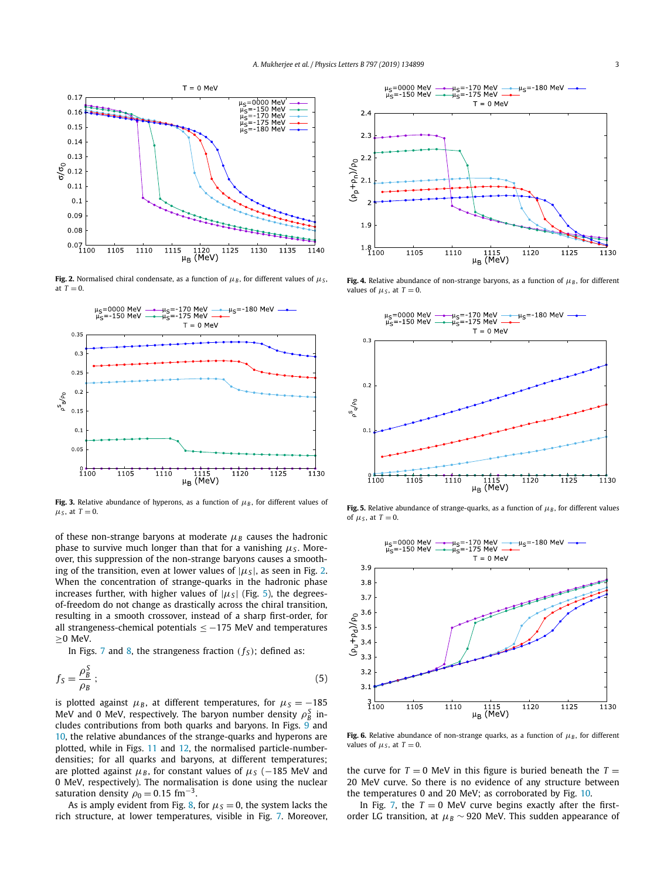**Fig. 2.** Normalised chiral condensate, as a function of $\mu_B$, for different values of $\mu_S$, at $T = 0$.

**Fig. 3.** Relative abundance of hyperons, as a function of $\mu_B$, for different values of $\mu_S$, at $T = 0$.

of these non-strange baryons at moderate $\mu_B$ causes the hadronic phase to survive much longer than that for a vanishing $\mu_S$. Moreover, this suppression of the non-strange baryons causes a smoothing of the transition, even at lower values of $|\mu_S|$, as seen in Fig. 2. When the concentration of strange-quarks in the hadronic phase increases further, with higher values of $|\mu_S|$ (Fig. 5), the degrees-of-freedom do not change as drastically across the chiral transition, resulting in a smooth crossover, instead of a sharp first-order, for all strangeness-chemical potentials $\leq -175$ MeV and temperatures $\geq 0$ MeV.

In Figs. 7 and 8, the strangeness fraction ($f_S$); defined as:

$$f_S = \frac{\rho_B^S}{\rho_B}\,; \tag{5}$$

is plotted against $\mu_B$, at different temperatures, for $\mu_S = -185$ MeV and 0 MeV, respectively. The baryon number density $\rho_B^S$ includes contributions from both quarks and baryons. In Figs. 9 and 10, the relative abundances of the strange-quarks and hyperons are plotted, while in Figs. 11 and 12, the normalised particle-number-densities; for all quarks and baryons, at different temperatures; are plotted against $\mu_B$, for constant values of $\mu_S$ ($-185$ MeV and 0 MeV, respectively). The normalisation is done using the nuclear saturation density $\rho_0 = 0.15$ fm$^{-3}$.

As is amply evident from Fig. 8, for $\mu_S = 0$, the system lacks the rich structure, at lower temperatures, visible in Fig. 7. Moreover,

**Fig. 4.** Relative abundance of non-strange baryons, as a function of $\mu_B$, for different values of $\mu_S$, at $T = 0$.

**Fig. 5.** Relative abundance of strange-quarks, as a function of $\mu_B$, for different values of $\mu_S$, at $T = 0$.

**Fig. 6.** Relative abundance of non-strange quarks, as a function of $\mu_B$, for different values of $\mu_S$, at $T = 0$.

the curve for $T = 0$ MeV in this figure is buried beneath the $T = 20$ MeV curve. So there is no evidence of any structure between the temperatures 0 and 20 MeV; as corroborated by Fig. 10.

In Fig. 7, the $T = 0$ MeV curve begins exactly after the first-order LG transition, at $\mu_B \sim 920$ MeV. This sudden appearance of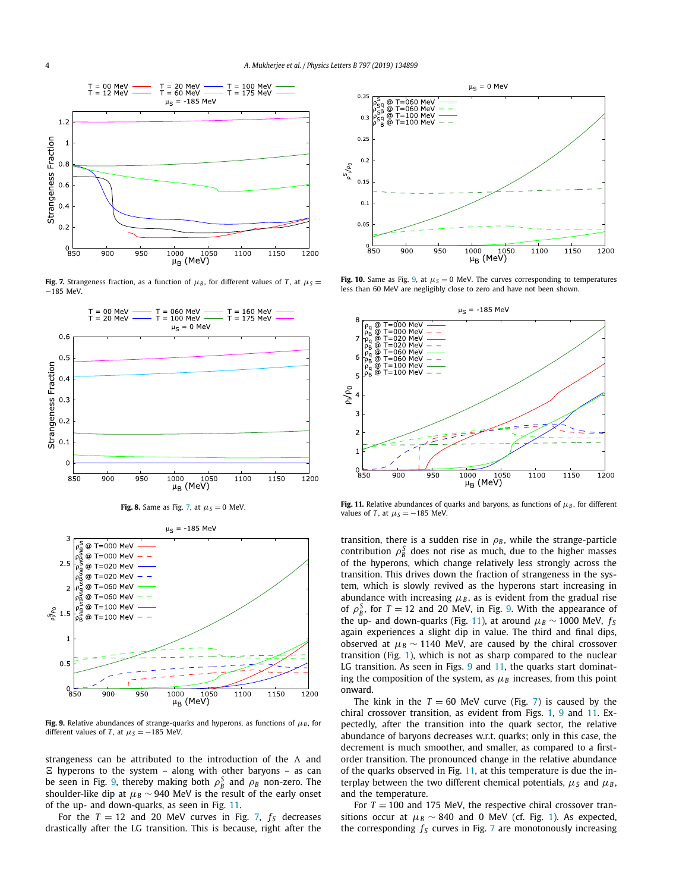**Fig. 7.** Strangeness fraction, as a function of $\mu_B$, for different values of $T$, at $\mu_S = -185$ MeV.

**Fig. 8.** Same as Fig. 7, at $\mu_S = 0$ MeV.

**Fig. 9.** Relative abundances of strange-quarks and hyperons, as functions of $\mu_B$, for different values of $T$, at $\mu_S = -185$ MeV.

**Fig. 10.** Same as Fig. 9, at $\mu_S = 0$ MeV. The curves corresponding to temperatures less than 60 MeV are negligibly close to zero and have not been shown.

**Fig. 11.** Relative abundances of quarks and baryons, as functions of $\mu_B$, for different values of $T$, at $\mu_S = -185$ MeV.

strangeness can be attributed to the introduction of the $\Lambda$ and $\Xi$ hyperons to the system – along with other baryons – as can be seen in Fig. 9, thereby making both $\rho_B^S$ and $\rho_B$ non-zero. The shoulder-like dip at $\mu_B \sim 940$ MeV is the result of the early onset of the up- and down-quarks, as seen in Fig. 11.

For the $T = 12$ and 20 MeV curves in Fig. 7, $f_S$ decreases drastically after the LG transition. This is because, right after the transition, there is a sudden rise in $\rho_B$, while the strange-particle contribution $\rho_B^S$ does not rise as much, due to the higher masses of the hyperons, which change relatively less strongly across the transition. This drives down the fraction of strangeness in the system, which is slowly revived as the hyperons start increasing in abundance with increasing $\mu_B$, as is evident from the gradual rise of $\rho_B^S$, for $T = 12$ and 20 MeV, in Fig. 9. With the appearance of the up- and down-quarks (Fig. 11), at around $\mu_B \sim 1000$ MeV, $f_S$ again experiences a slight dip in value. The third and final dips, observed at $\mu_B \sim 1140$ MeV, are caused by the chiral crossover transition (Fig. 1), which is not as sharp compared to the nuclear LG transition. As seen in Figs. 9 and 11, the quarks start dominating the composition of the system, as $\mu_B$ increases, from this point onward.

The kink in the $T = 60$ MeV curve (Fig. 7) is caused by the chiral crossover transition, as evident from Figs. 1, 9 and 11. Expectedly, after the transition into the quark sector, the relative abundance of baryons decreases w.r.t. quarks; only in this case, the decrement is much smoother, and smaller, as compared to a first-order transition. The pronounced change in the relative abundance of the quarks observed in Fig. 11, at this temperature is due the interplay between the two different chemical potentials, $\mu_S$ and $\mu_B$, and the temperature.

For $T = 100$ and 175 MeV, the respective chiral crossover transitions occur at $\mu_B \sim 840$ and 0 MeV (cf. Fig. 1). As expected, the corresponding $f_S$ curves in Fig. 7 are monotonously increasing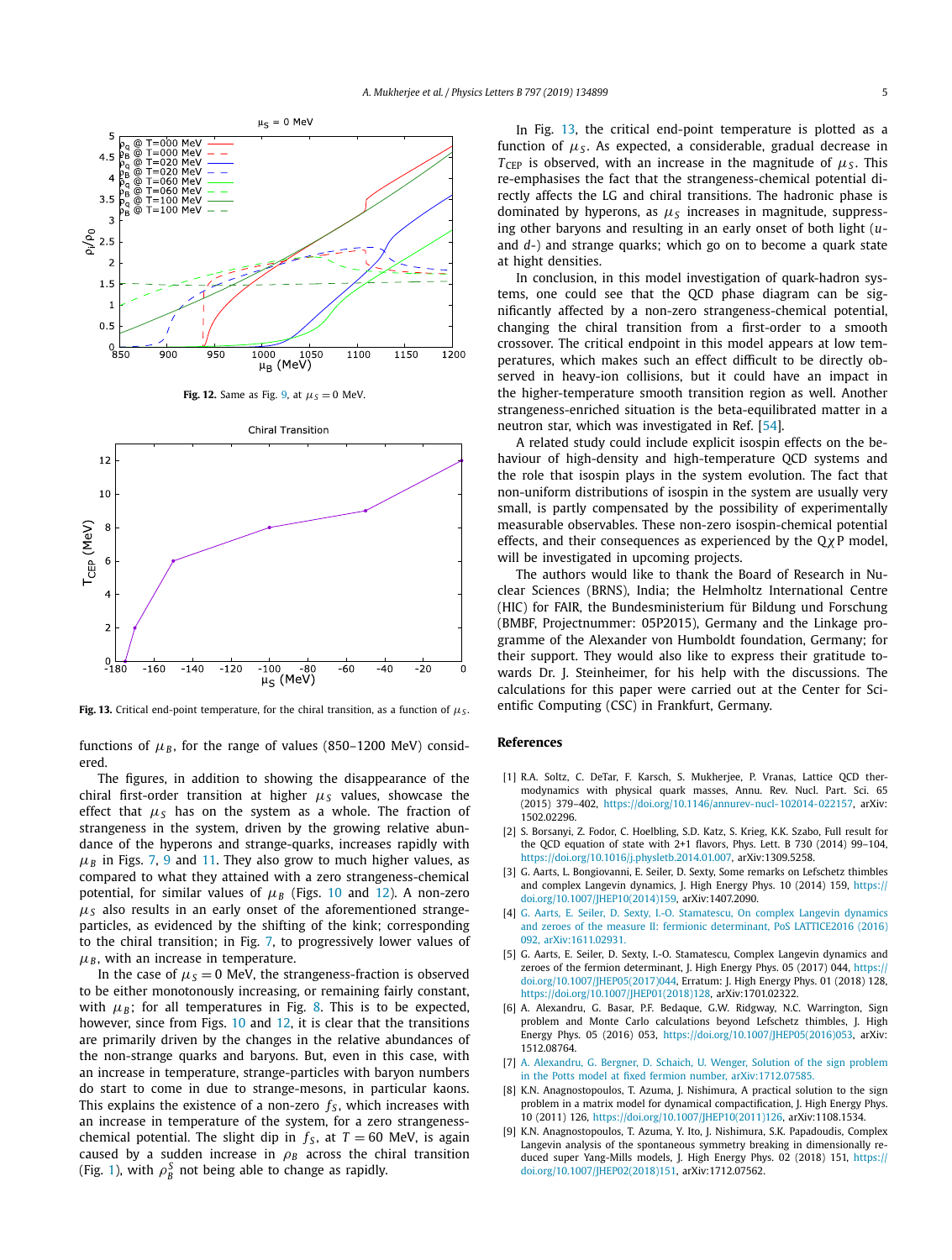Fig. 12. Same as Fig. 9, at $\mu_S = 0$ MeV.

Fig. 13. Critical end-point temperature, for the chiral transition, as a function of $\mu_S$.

functions of $\mu_B$, for the range of values (850–1200 MeV) considered.

The figures, in addition to showing the disappearance of the chiral first-order transition at higher $\mu_S$ values, showcase the effect that $\mu_S$ has on the system as a whole. The fraction of strangeness in the system, driven by the growing relative abundance of the hyperons and strange-quarks, increases rapidly with $\mu_B$ in Figs. 7, 9 and 11. They also grow to much higher values, as compared to what they attained with a zero strangeness-chemical potential, for similar values of $\mu_B$ (Figs. 10 and 12). A non-zero $\mu_S$ also results in an early onset of the aforementioned strange-particles, as evidenced by the shifting of the kink; corresponding to the chiral transition; in Fig. 7, to progressively lower values of $\mu_B$, with an increase in temperature.

In the case of $\mu_S = 0$ MeV, the strangeness-fraction is observed to be either monotonously increasing, or remaining fairly constant, with $\mu_B$; for all temperatures in Fig. 8. This is to be expected, however, since from Figs. 10 and 12, it is clear that the transitions are primarily driven by the changes in the relative abundances of the non-strange quarks and baryons. But, even in this case, with an increase in temperature, strange-particles with baryon numbers do start to come in due to strange-mesons, in particular kaons. This explains the existence of a non-zero $f_S$, which increases with an increase in temperature of the system, for a zero strangeness-chemical potential. The slight dip in $f_S$, at $T = 60$ MeV, is again caused by a sudden increase in $\rho_B$ across the chiral transition (Fig. 1), with $\rho_B^S$ not being able to change as rapidly.

In Fig. 13, the critical end-point temperature is plotted as a function of $\mu_S$. As expected, a considerable, gradual decrease in $T_{CEP}$ is observed, with an increase in the magnitude of $\mu_S$. This re-emphasises the fact that the strangeness-chemical potential directly affects the LG and chiral transitions. The hadronic phase is dominated by hyperons, as $\mu_S$ increases in magnitude, suppressing other baryons and resulting in an early onset of both light ($u$- and $d$-) and strange quarks; which go on to become a quark state at hight densities.

In conclusion, in this model investigation of quark-hadron systems, one could see that the QCD phase diagram can be significantly affected by a non-zero strangeness-chemical potential, changing the chiral transition from a first-order to a smooth crossover. The critical endpoint in this model appears at low temperatures, which makes such an effect difficult to be directly observed in heavy-ion collisions, but it could have an impact in the higher-temperature smooth transition region as well. Another strangeness-enriched situation is the beta-equilibrated matter in a neutron star, which was investigated in Ref. [54].

A related study could include explicit isospin effects on the behaviour of high-density and high-temperature QCD systems and the role that isospin plays in the system evolution. The fact that non-uniform distributions of isospin in the system are usually very small, is partly compensated by the possibility of experimentally measurable observables. These non-zero isospin-chemical potential effects, and their consequences as experienced by the Q$\chi$P model, will be investigated in upcoming projects.

The authors would like to thank the Board of Research in Nuclear Sciences (BRNS), India; the Helmholtz International Centre (HIC) for FAIR, the Bundesministerium für Bildung und Forschung (BMBF, Projectnummer: 05P2015), Germany and the Linkage programme of the Alexander von Humboldt foundation, Germany; for their support. They would also like to express their gratitude towards Dr. J. Steinheimer, for his help with the discussions. The calculations for this paper were carried out at the Center for Scientific Computing (CSC) in Frankfurt, Germany.

## References

[1] R.A. Soltz, C. DeTar, F. Karsch, S. Mukherjee, P. Vranas, Lattice QCD thermodynamics with physical quark masses, Annu. Rev. Nucl. Part. Sci. 65 (2015) 379–402, https://doi.org/10.1146/annurev-nucl-102014-022157, arXiv:1502.02296.

[2] S. Borsanyi, Z. Fodor, C. Hoelbling, S.D. Katz, S. Krieg, K.K. Szabo, Full result for the QCD equation of state with 2+1 flavors, Phys. Lett. B 730 (2014) 99–104, https://doi.org/10.1016/j.physletb.2014.01.007, arXiv:1309.5258.

[3] G. Aarts, L. Bongiovanni, E. Seiler, D. Sexty, Some remarks on Lefschetz thimbles and complex Langevin dynamics, J. High Energy Phys. 10 (2014) 159, https://doi.org/10.1007/JHEP10(2014)159, arXiv:1407.2090.

[4] G. Aarts, E. Seiler, D. Sexty, I.-O. Stamatescu, On complex Langevin dynamics and zeroes of the measure II: fermionic determinant, PoS LATTICE2016 (2016) 092, arXiv:1611.02931.

[5] G. Aarts, E. Seiler, D. Sexty, I.-O. Stamatescu, Complex Langevin dynamics and zeroes of the fermion determinant, J. High Energy Phys. 05 (2017) 044, https://doi.org/10.1007/JHEP05(2017)044, Erratum: J. High Energy Phys. 01 (2018) 128, https://doi.org/10.1007/JHEP01(2018)128, arXiv:1701.02322.

[6] A. Alexandru, G. Basar, P.F. Bedaque, G.W. Ridgway, N.C. Warrington, Sign problem and Monte Carlo calculations beyond Lefschetz thimbles, J. High Energy Phys. 05 (2016) 053, https://doi.org/10.1007/JHEP05(2016)053, arXiv:1512.08764.

[7] A. Alexandru, G. Bergner, D. Schaich, U. Wenger, Solution of the sign problem in the Potts model at fixed fermion number, arXiv:1712.07585.

[8] K.N. Anagnostopoulos, T. Azuma, J. Nishimura, A practical solution to the sign problem in a matrix model for dynamical compactification, J. High Energy Phys. 10 (2011) 126, https://doi.org/10.1007/JHEP10(2011)126, arXiv:1108.1534.

[9] K.N. Anagnostopoulos, T. Azuma, Y. Ito, J. Nishimura, S.K. Papadoudis, Complex Langevin analysis of the spontaneous symmetry breaking in dimensionally reduced super Yang-Mills models, J. High Energy Phys. 02 (2018) 151, https://doi.org/10.1007/JHEP02(2018)151, arXiv:1712.07562.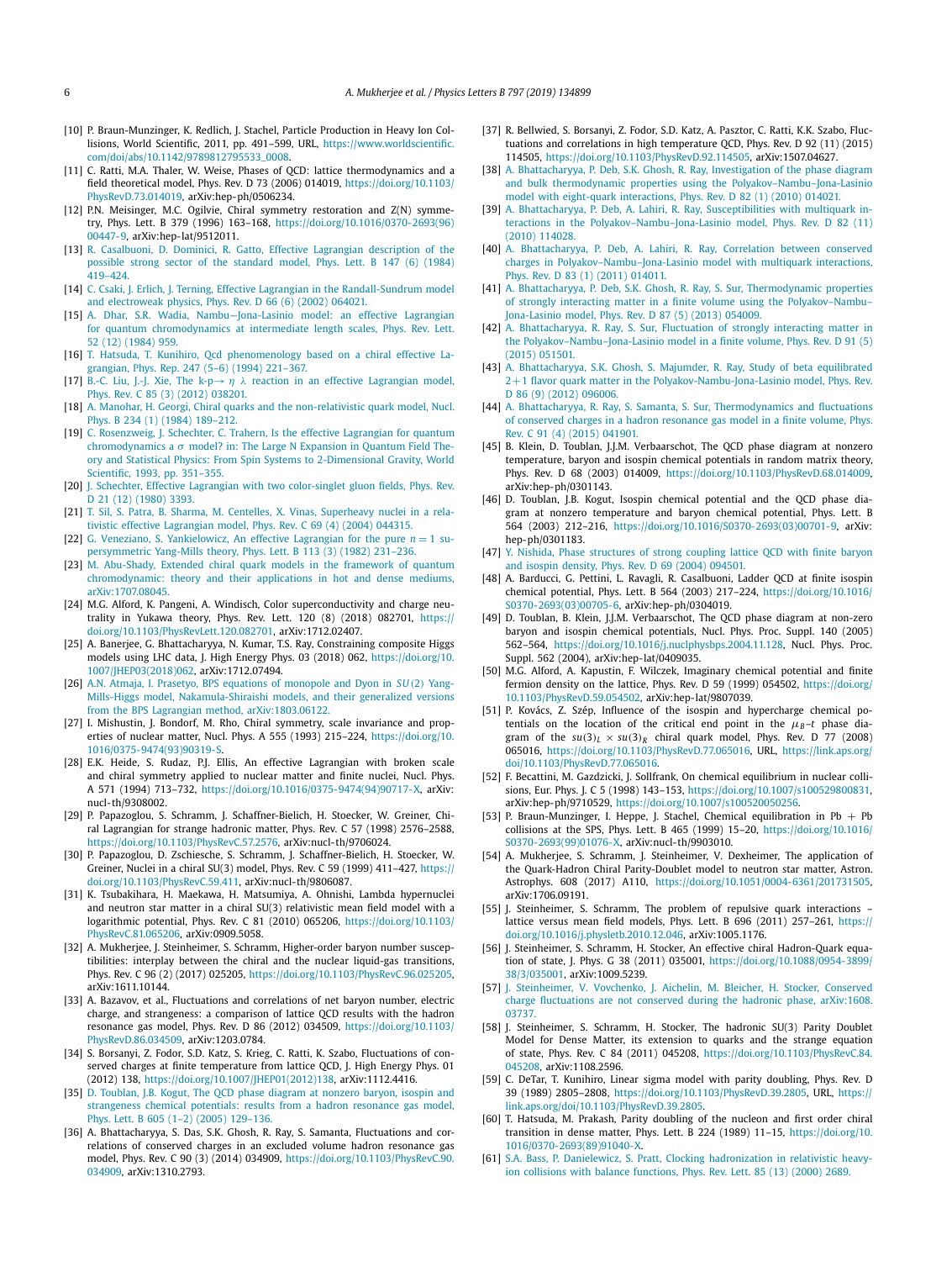[10] P. Braun-Munzinger, K. Redlich, J. Stachel, Particle Production in Heavy Ion Collisions, World Scientific, 2011, pp. 491–599, URL, https://www.worldscientific.com/doi/abs/10.1142/9789812795533_0008.

[11] C. Ratti, M.A. Thaler, W. Weise, Phases of QCD: lattice thermodynamics and a field theoretical model, Phys. Rev. D 73 (2006) 014019, https://doi.org/10.1103/PhysRevD.73.014019, arXiv:hep-ph/0506234.

[12] P.N. Meisinger, M.C. Ogilvie, Chiral symmetry restoration and Z(N) symmetry, Phys. Lett. B 379 (1996) 163–168, https://doi.org/10.1016/0370-2693(96)00447-9, arXiv:hep-lat/9512011.

[13] R. Casalbuoni, D. Dominici, R. Gatto, Effective Lagrangian description of the possible strong sector of the standard model, Phys. Lett. B 147 (6) (1984) 419–424.

[14] C. Csaki, J. Erlich, J. Terning, Effective Lagrangian in the Randall-Sundrum model and electroweak physics, Phys. Rev. D 66 (6) (2002) 064021.

[15] A. Dhar, S.R. Wadia, Nambu—Jona-Lasinio model: an effective Lagrangian for quantum chromodynamics at intermediate length scales, Phys. Rev. Lett. 52 (12) (1984) 959.

[16] T. Hatsuda, T. Kunihiro, Qcd phenomenology based on a chiral effective Lagrangian, Phys. Rep. 247 (5–6) (1994) 221–367.

[17] B.-C. Liu, J.-J. Xie, The k-p→ $\eta$ $\lambda$ reaction in an effective Lagrangian model, Phys. Rev. C 85 (3) (2012) 038201.

[18] A. Manohar, H. Georgi, Chiral quarks and the non-relativistic quark model, Nucl. Phys. B 234 (1) (1984) 189–212.

[19] C. Rosenzweig, J. Schechter, C. Trahern, Is the effective Lagrangian for quantum chromodynamics a $\sigma$ model? in: The Large N Expansion in Quantum Field Theory and Statistical Physics: From Spin Systems to 2-Dimensional Gravity, World Scientific, 1993, pp. 351–355.

[20] J. Schechter, Effective Lagrangian with two color-singlet gluon fields, Phys. Rev. D 21 (12) (1980) 3393.

[21] T. Sil, S. Patra, B. Sharma, M. Centelles, X. Vinas, Superheavy nuclei in a relativistic effective Lagrangian model, Phys. Rev. C 69 (4) (2004) 044315.

[22] G. Veneziano, S. Yankielowicz, An effective Lagrangian for the pure $n = 1$ supersymmetric Yang-Mills theory, Phys. Lett. B 113 (3) (1982) 231–236.

[23] M. Abu-Shady, Extended chiral quark models in the framework of quantum chromodynamic: theory and their applications in hot and dense mediums, arXiv:1707.08045.

[24] M.G. Alford, K. Pangeni, A. Windisch, Color superconductivity and charge neutrality in Yukawa theory, Phys. Rev. Lett. 120 (8) (2018) 082701, https://doi.org/10.1103/PhysRevLett.120.082701, arXiv:1712.02407.

[25] A. Banerjee, G. Bhattacharyya, N. Kumar, T.S. Ray, Constraining composite Higgs models using LHC data, J. High Energy Phys. 03 (2018) 062, https://doi.org/10.1007/JHEP03(2018)062, arXiv:1712.07494.

[26] A.N. Atmaja, I. Prasetyo, BPS equations of monopole and Dyon in $SU(2)$ Yang-Mills-Higgs model, Nakamula-Shiraishi models, and their generalized versions from the BPS Lagrangian method, arXiv:1803.06122.

[27] I. Mishustin, J. Bondorf, M. Rho, Chiral symmetry, scale invariance and properties of nuclear matter, Nucl. Phys. A 555 (1993) 215–224, https://doi.org/10.1016/0375-9474(93)90319-S.

[28] E.K. Heide, S. Rudaz, P.J. Ellis, An effective Lagrangian with broken scale and chiral symmetry applied to nuclear matter and finite nuclei, Nucl. Phys. A 571 (1994) 713–732, https://doi.org/10.1016/0375-9474(94)90717-X, arXiv:nucl-th/9308002.

[29] P. Papazoglou, S. Schramm, J. Schaffner-Bielich, H. Stoecker, W. Greiner, Chiral Lagrangian for strange hadronic matter, Phys. Rev. C 57 (1998) 2576–2588, https://doi.org/10.1103/PhysRevC.57.2576, arXiv:nucl-th/9706024.

[30] P. Papazoglou, D. Zschiesche, S. Schramm, J. Schaffner-Bielich, H. Stoecker, W. Greiner, Nuclei in a chiral SU(3) model, Phys. Rev. C 59 (1999) 411–427, https://doi.org/10.1103/PhysRevC.59.411, arXiv:nucl-th/9806087.

[31] K. Tsubakihara, H. Maekawa, H. Matsumiya, A. Ohnishi, Lambda hypernuclei and neutron star matter in a chiral SU(3) relativistic mean field model with a logarithmic potential, Phys. Rev. C 81 (2010) 065206, https://doi.org/10.1103/PhysRevC.81.065206, arXiv:0909.5058.

[32] A. Mukherjee, J. Steinheimer, S. Schramm, Higher-order baryon number susceptibilities: interplay between the chiral and the nuclear liquid-gas transitions, Phys. Rev. C 96 (2) (2017) 025205, https://doi.org/10.1103/PhysRevC.96.025205, arXiv:1611.10144.

[33] A. Bazavov, et al., Fluctuations and correlations of net baryon number, electric charge, and strangeness: a comparison of lattice QCD results with the hadron resonance gas model, Phys. Rev. D 86 (2012) 034509, https://doi.org/10.1103/PhysRevD.86.034509, arXiv:1203.0784.

[34] S. Borsanyi, Z. Fodor, S.D. Katz, S. Krieg, C. Ratti, K. Szabo, Fluctuations of conserved charges at finite temperature from lattice QCD, J. High Energy Phys. 01 (2012) 138, https://doi.org/10.1007/JHEP01(2012)138, arXiv:1112.4416.

[35] D. Toublan, J.B. Kogut, The QCD phase diagram at nonzero baryon, isospin and strangeness chemical potentials: results from a hadron resonance gas model, Phys. Lett. B 605 (1–2) (2005) 129–136.

[36] A. Bhattacharyya, S. Das, S.K. Ghosh, R. Ray, S. Samanta, Fluctuations and correlations of conserved charges in an excluded volume hadron resonance gas model, Phys. Rev. C 90 (3) (2014) 034909, https://doi.org/10.1103/PhysRevC.90.034909, arXiv:1310.2793.

[37] R. Bellwied, S. Borsanyi, Z. Fodor, S.D. Katz, A. Pasztor, C. Ratti, K.K. Szabo, Fluctuations and correlations in high temperature QCD, Phys. Rev. D 92 (11) (2015) 114505, https://doi.org/10.1103/PhysRevD.92.114505, arXiv:1507.04627.

[38] A. Bhattacharyya, P. Deb, S.K. Ghosh, R. Ray, Investigation of the phase diagram and bulk thermodynamic properties using the Polyakov–Nambu–Jona-Lasinio model with eight-quark interactions, Phys. Rev. D 82 (1) (2010) 014021.

[39] A. Bhattacharyya, P. Deb, A. Lahiri, R. Ray, Susceptibilities with multiquark interactions in the Polyakov–Nambu–Jona-Lasinio model, Phys. Rev. D 82 (11) (2010) 114028.

[40] A. Bhattacharyya, P. Deb, A. Lahiri, R. Ray, Correlation between conserved charges in Polyakov–Nambu–Jona-Lasinio model with multiquark interactions, Phys. Rev. D 83 (1) (2011) 014011.

[41] A. Bhattacharyya, P. Deb, S.K. Ghosh, R. Ray, S. Sur, Thermodynamic properties of strongly interacting matter in a finite volume using the Polyakov–Nambu–Jona-Lasinio model, Phys. Rev. D 87 (5) (2013) 054009.

[42] A. Bhattacharyya, R. Ray, S. Sur, Fluctuation of strongly interacting matter in the Polyakov–Nambu–Jona-Lasinio model in a finite volume, Phys. Rev. D 91 (5) (2015) 051501.

[43] A. Bhattacharyya, S.K. Ghosh, S. Majumder, R. Ray, Study of beta equilibrated 2+1 flavor quark matter in the Polyakov-Nambu-Jona-Lasinio model, Phys. Rev. D 86 (9) (2012) 096006.

[44] A. Bhattacharyya, R. Ray, S. Samanta, S. Sur, Thermodynamics and fluctuations of conserved charges in a hadron resonance gas model in a finite volume, Phys. Rev. C 91 (4) (2015) 041901.

[45] B. Klein, D. Toublan, J.J.M. Verbaarschot, The QCD phase diagram at nonzero temperature, baryon and isospin chemical potentials in random matrix theory, Phys. Rev. D 68 (2003) 014009, https://doi.org/10.1103/PhysRevD.68.014009, arXiv:hep-ph/0301143.

[46] D. Toublan, J.B. Kogut, Isospin chemical potential and the QCD phase diagram at nonzero temperature and baryon chemical potential, Phys. Lett. B 564 (2003) 212–216, https://doi.org/10.1016/S0370-2693(03)00701-9, arXiv:hep-ph/0301183.

[47] Y. Nishida, Phase structures of strong coupling lattice QCD with finite baryon and isospin density, Phys. Rev. D 69 (2004) 094501.

[48] A. Barducci, G. Pettini, L. Ravagli, R. Casalbuoni, Ladder QCD at finite isospin chemical potential, Phys. Lett. B 564 (2003) 217–224, https://doi.org/10.1016/S0370-2693(03)00705-6, arXiv:hep-ph/0304019.

[49] D. Toublan, B. Klein, J.J.M. Verbaarschot, The QCD phase diagram at non-zero baryon and isospin chemical potentials, Nucl. Phys. Proc. Suppl. 140 (2005) 562–564, https://doi.org/10.1016/j.nuclphysbps.2004.11.128, Nucl. Phys. Proc. Suppl. 562 (2004), arXiv:hep-lat/0409035.

[50] M.G. Alford, A. Kapustin, F. Wilczek, Imaginary chemical potential and finite fermion density on the lattice, Phys. Rev. D 59 (1999) 054502, https://doi.org/10.1103/PhysRevD.59.054502, arXiv:hep-lat/9807039.

[51] P. Kovács, Z. Szép, Influence of the isospin and hypercharge chemical potentials on the location of the critical end point in the $\mu_B$–$t$ phase diagram of the $su(3)_L \times su(3)_R$ chiral quark model, Phys. Rev. D 77 (2008) 065016, https://doi.org/10.1103/PhysRevD.77.065016, URL, https://link.aps.org/doi/10.1103/PhysRevD.77.065016.

[52] F. Becattini, M. Gazdzicki, J. Sollfrank, On chemical equilibrium in nuclear collisions, Eur. Phys. J. C 5 (1998) 143–153, https://doi.org/10.1007/s100529800831, arXiv:hep-ph/9710529, https://doi.org/10.1007/s100520050256.

[53] P. Braun-Munzinger, I. Heppe, J. Stachel, Chemical equilibration in Pb + Pb collisions at the SPS, Phys. Lett. B 465 (1999) 15–20, https://doi.org/10.1016/S0370-2693(99)01076-X, arXiv:nucl-th/9903010.

[54] A. Mukherjee, S. Schramm, J. Steinheimer, V. Dexheimer, The application of the Quark-Hadron Chiral Parity-Doublet model to neutron star matter, Astron. Astrophys. 608 (2017) A110, https://doi.org/10.1051/0004-6361/201731505, arXiv:1706.09191.

[55] J. Steinheimer, S. Schramm, The problem of repulsive quark interactions – lattice versus mean field models, Phys. Lett. B 696 (2011) 257–261, https://doi.org/10.1016/j.physletb.2010.12.046, arXiv:1005.1176.

[56] J. Steinheimer, S. Schramm, H. Stocker, An effective chiral Hadron-Quark equation of state, J. Phys. G 38 (2011) 035001, https://doi.org/10.1088/0954-3899/38/3/035001, arXiv:1009.5239.

[57] J. Steinheimer, V. Vovchenko, J. Aichelin, M. Bleicher, H. Stocker, Conserved charge fluctuations are not conserved during the hadronic phase, arXiv:1608.03737.

[58] J. Steinheimer, S. Schramm, H. Stocker, The hadronic SU(3) Parity Doublet Model for Dense Matter, its extension to quarks and the strange equation of state, Phys. Rev. C 84 (2011) 045208, https://doi.org/10.1103/PhysRevC.84.045208, arXiv:1108.2596.

[59] C. DeTar, T. Kunihiro, Linear sigma model with parity doubling, Phys. Rev. D 39 (1989) 2805–2808, https://doi.org/10.1103/PhysRevD.39.2805, URL, https://link.aps.org/doi/10.1103/PhysRevD.39.2805.

[60] T. Hatsuda, M. Prakash, Parity doubling of the nucleon and first order chiral transition in dense matter, Phys. Lett. B 224 (1989) 11–15, https://doi.org/10.1016/0370-2693(89)91040-X.

[61] S.A. Bass, P. Danielewicz, S. Pratt, Clocking hadronization in relativistic heavy-ion collisions with balance functions, Phys. Rev. Lett. 85 (13) (2000) 2689.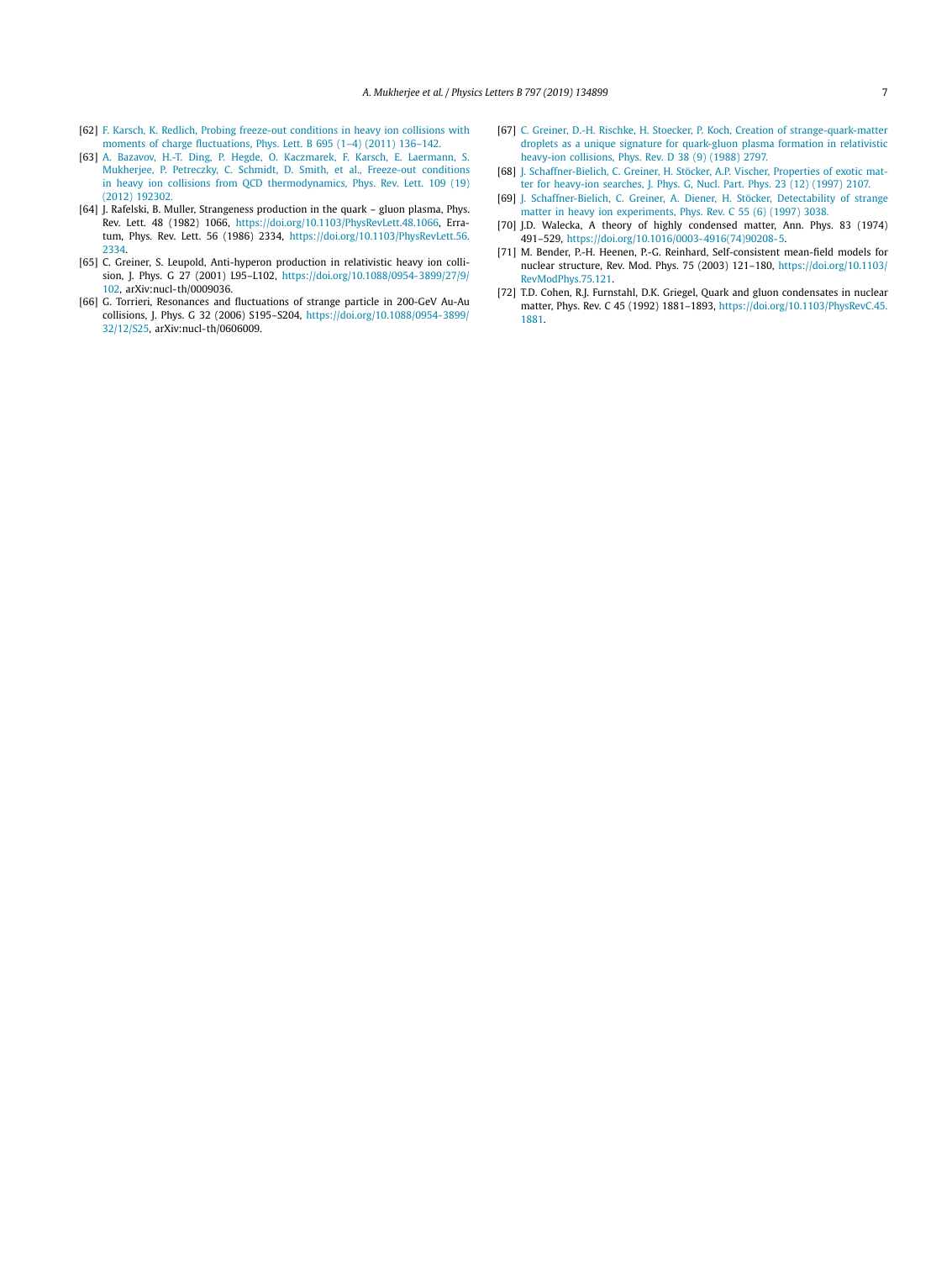[62] F. Karsch, K. Redlich, Probing freeze-out conditions in heavy ion collisions with moments of charge fluctuations, Phys. Lett. B 695 (1–4) (2011) 136–142.

[63] A. Bazavov, H.-T. Ding, P. Hegde, O. Kaczmarek, F. Karsch, E. Laermann, S. Mukherjee, P. Petreczky, C. Schmidt, D. Smith, et al., Freeze-out conditions in heavy ion collisions from QCD thermodynamics, Phys. Rev. Lett. 109 (19) (2012) 192302.

[64] J. Rafelski, B. Muller, Strangeness production in the quark – gluon plasma, Phys. Rev. Lett. 48 (1982) 1066, https://doi.org/10.1103/PhysRevLett.48.1066, Erratum, Phys. Rev. Lett. 56 (1986) 2334, https://doi.org/10.1103/PhysRevLett.56.2334.

[65] C. Greiner, S. Leupold, Anti-hyperon production in relativistic heavy ion collision, J. Phys. G 27 (2001) L95–L102, https://doi.org/10.1088/0954-3899/27/9/102, arXiv:nucl-th/0009036.

[66] G. Torrieri, Resonances and fluctuations of strange particle in 200-GeV Au-Au collisions, J. Phys. G 32 (2006) S195–S204, https://doi.org/10.1088/0954-3899/32/12/S25, arXiv:nucl-th/0606009.

[67] C. Greiner, D.-H. Rischke, H. Stoecker, P. Koch, Creation of strange-quark-matter droplets as a unique signature for quark-gluon plasma formation in relativistic heavy-ion collisions, Phys. Rev. D 38 (9) (1988) 2797.

[68] J. Schaffner-Bielich, C. Greiner, H. Stöcker, A.P. Vischer, Properties of exotic matter for heavy-ion searches, J. Phys. G, Nucl. Part. Phys. 23 (12) (1997) 2107.

[69] J. Schaffner-Bielich, C. Greiner, A. Diener, H. Stöcker, Detectability of strange matter in heavy ion experiments, Phys. Rev. C 55 (6) (1997) 3038.

[70] J.D. Walecka, A theory of highly condensed matter, Ann. Phys. 83 (1974) 491–529, https://doi.org/10.1016/0003-4916(74)90208-5.

[71] M. Bender, P.-H. Heenen, P.-G. Reinhard, Self-consistent mean-field models for nuclear structure, Rev. Mod. Phys. 75 (2003) 121–180, https://doi.org/10.1103/RevModPhys.75.121.

[72] T.D. Cohen, R.J. Furnstahl, D.K. Griegel, Quark and gluon condensates in nuclear matter, Phys. Rev. C 45 (1992) 1881–1893, https://doi.org/10.1103/PhysRevC.45.1881.